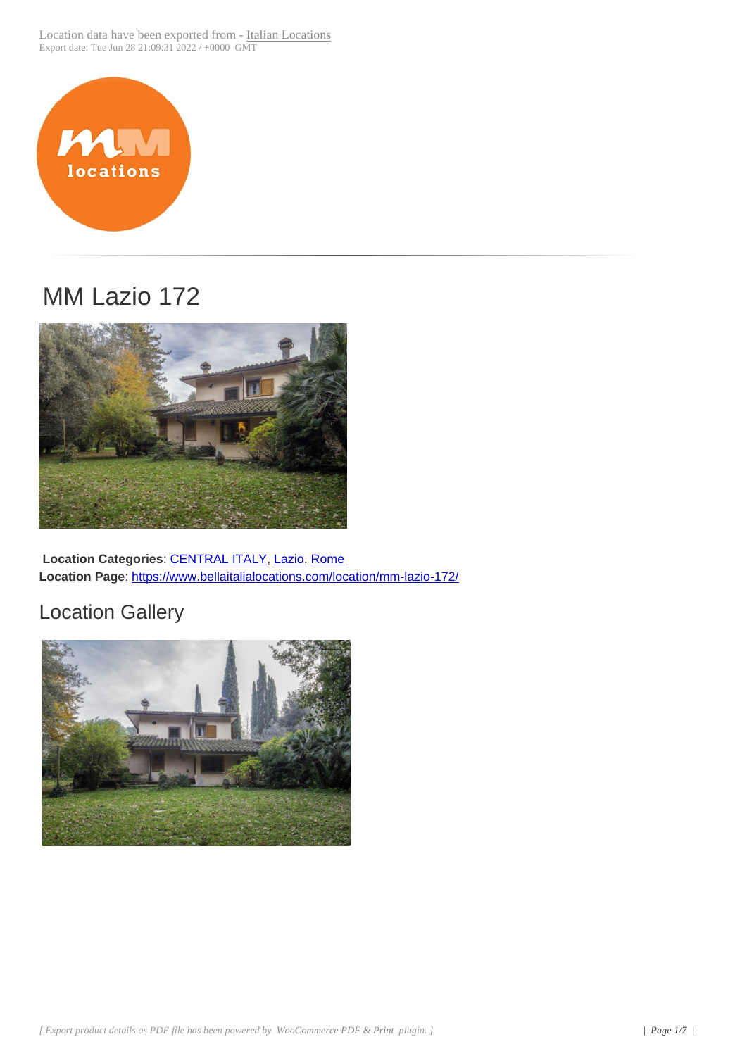Location data have been exported from - Italian Locations
Export date: Tue Jun 28 21:09:31 2022 / +0000 GMT

# MM Lazio 172

**Location Categories**: CENTRAL ITALY, Lazio, Rome
**Location Page**: https://www.bellaitalialocations.com/location/mm-lazio-172/

## Location Gallery

[ Export product details as PDF file has been powered by WooCommerce PDF & Print plugin. ]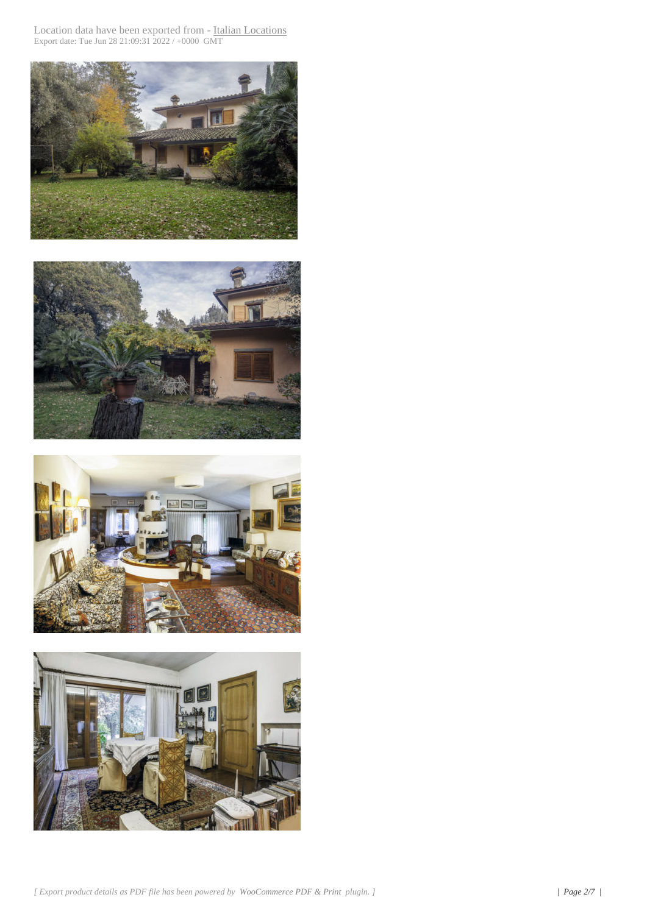Location data have been exported from - Italian Locations
Export date: Tue Jun 28 21:09:31 2022 / +0000 GMT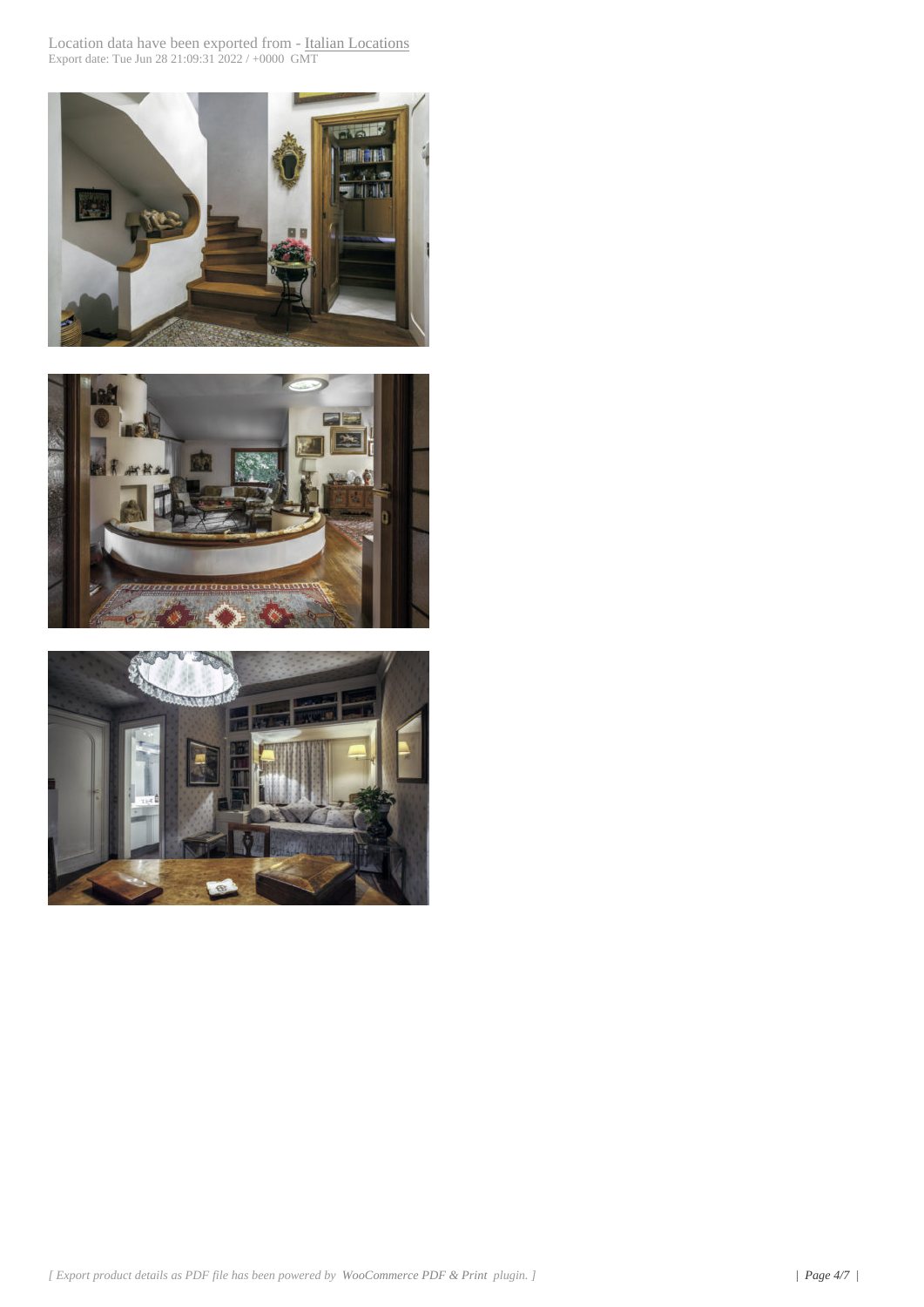Location data have been exported from - Italian Locations
Export date: Tue Jun 28 21:09:31 2022 / +0000 GMT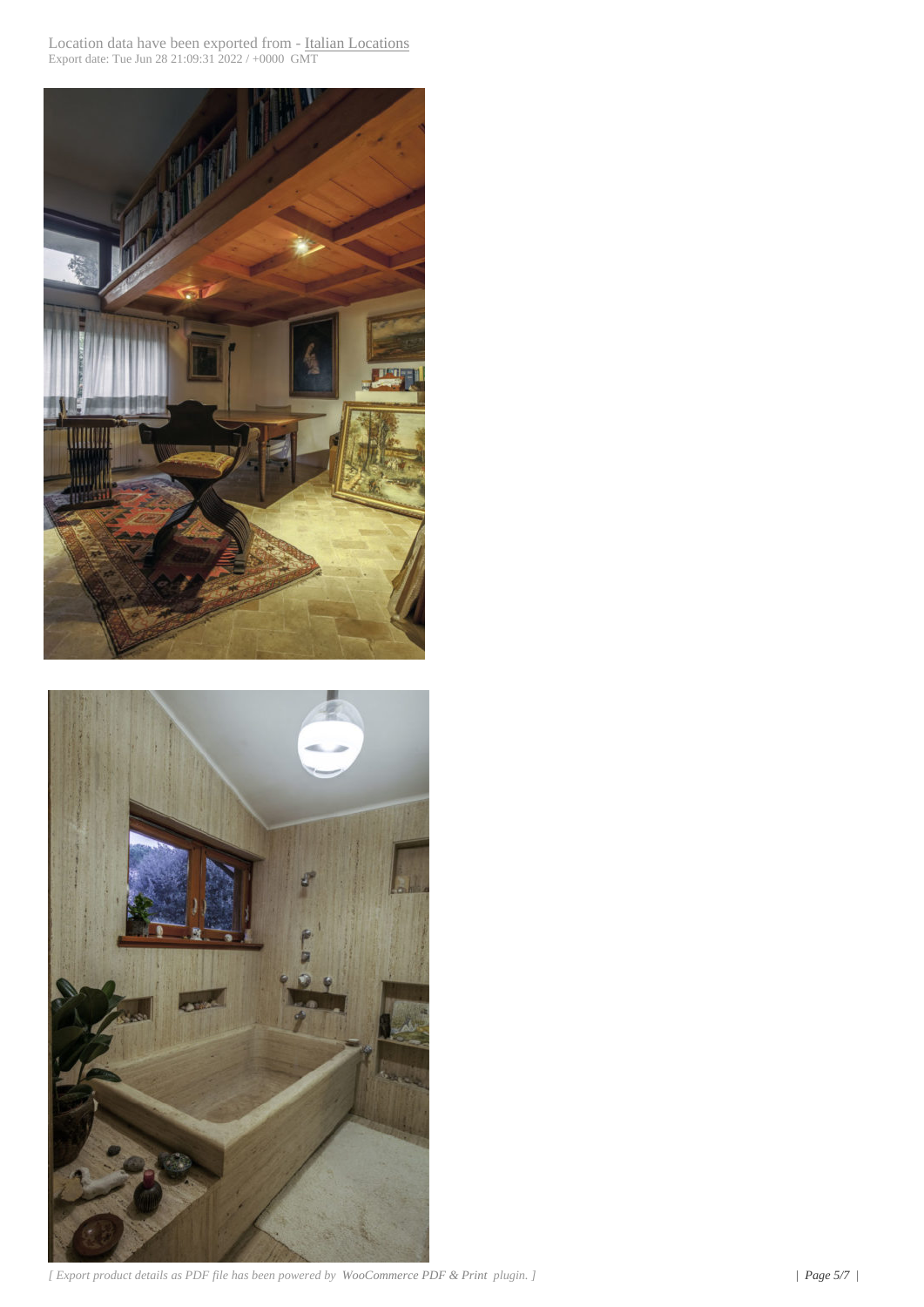Location data have been exported from - Italian Locations
Export date: Tue Jun 28 21:09:31 2022 / +0000 GMT

*[ Export product details as PDF file has been powered by WooCommerce PDF & Print plugin. ]*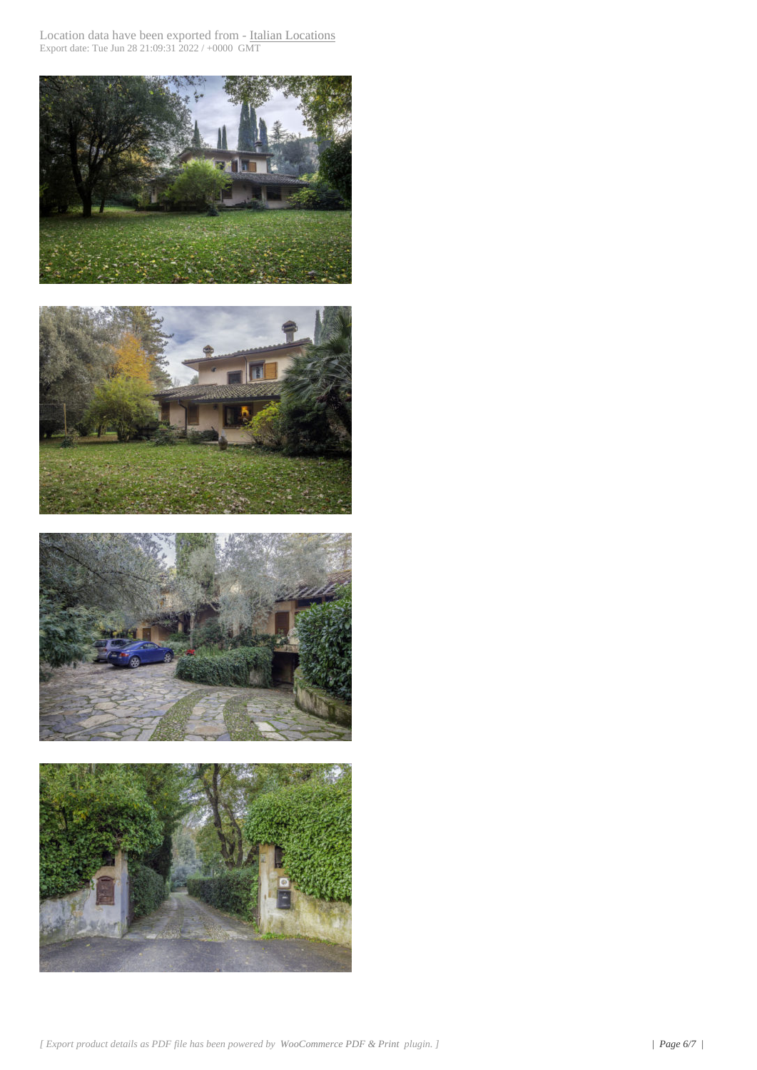Location data have been exported from - [Italian Locations]
Export date: Tue Jun 28 21:09:31 2022 / +0000 GMT